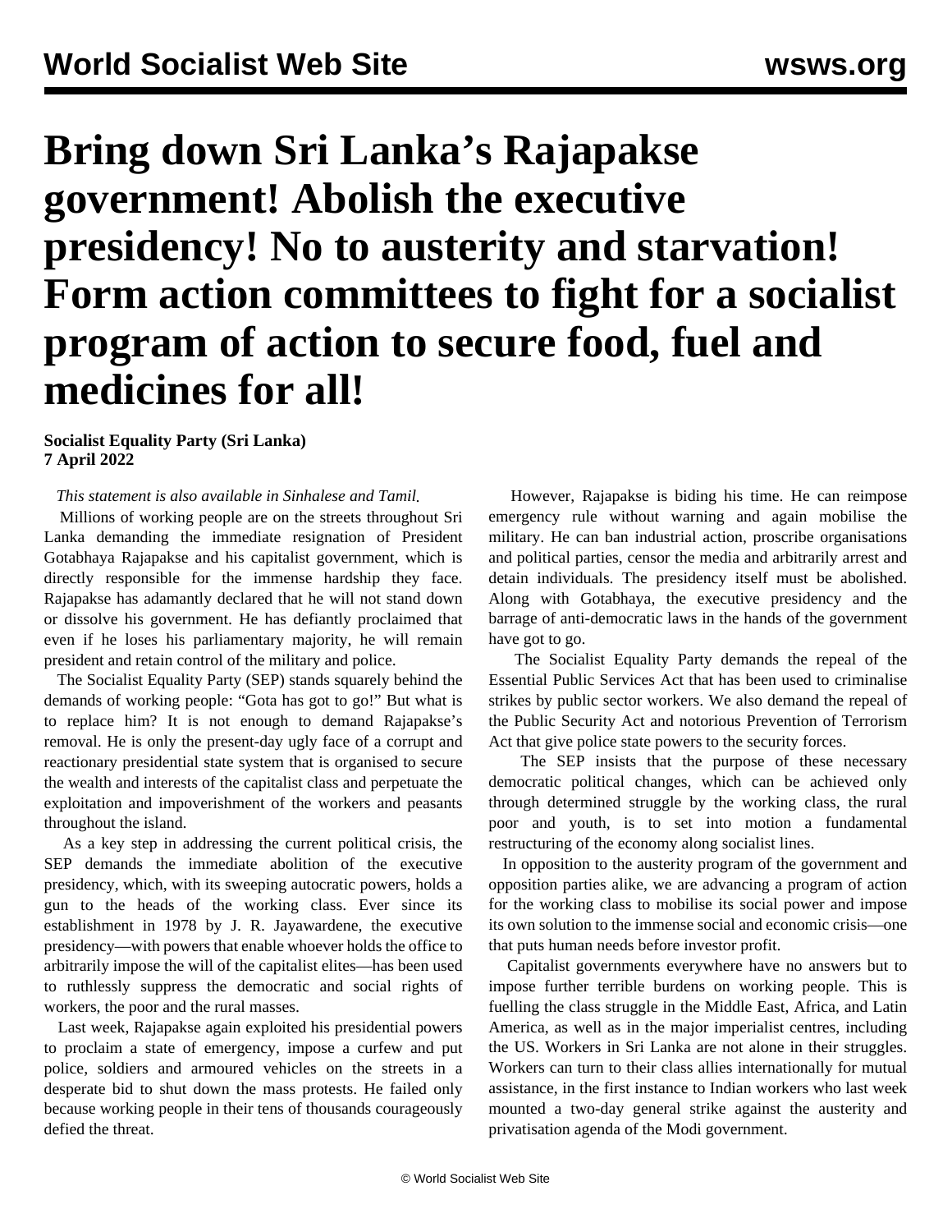# Bring down Sri Lanka's Rajapakse government! Abolish the executive presidency! No to austerity and starvation! Form action committees to fight for a socialist program of action to secure food, fuel and medicines for all!

**Socialist Equality Party (Sri Lanka)**
**7 April 2022**

*This statement is also available in Sinhalese and Tamil.*

Millions of working people are on the streets throughout Sri Lanka demanding the immediate resignation of President Gotabhaya Rajapakse and his capitalist government, which is directly responsible for the immense hardship they face. Rajapakse has adamantly declared that he will not stand down or dissolve his government. He has defiantly proclaimed that even if he loses his parliamentary majority, he will remain president and retain control of the military and police.

The Socialist Equality Party (SEP) stands squarely behind the demands of working people: "Gota has got to go!" But what is to replace him? It is not enough to demand Rajapakse's removal. He is only the present-day ugly face of a corrupt and reactionary presidential state system that is organised to secure the wealth and interests of the capitalist class and perpetuate the exploitation and impoverishment of the workers and peasants throughout the island.

As a key step in addressing the current political crisis, the SEP demands the immediate abolition of the executive presidency, which, with its sweeping autocratic powers, holds a gun to the heads of the working class. Ever since its establishment in 1978 by J. R. Jayawardene, the executive presidency—with powers that enable whoever holds the office to arbitrarily impose the will of the capitalist elites—has been used to ruthlessly suppress the democratic and social rights of workers, the poor and the rural masses.

Last week, Rajapakse again exploited his presidential powers to proclaim a state of emergency, impose a curfew and put police, soldiers and armoured vehicles on the streets in a desperate bid to shut down the mass protests. He failed only because working people in their tens of thousands courageously defied the threat.

However, Rajapakse is biding his time. He can reimpose emergency rule without warning and again mobilise the military. He can ban industrial action, proscribe organisations and political parties, censor the media and arbitrarily arrest and detain individuals. The presidency itself must be abolished. Along with Gotabhaya, the executive presidency and the barrage of anti-democratic laws in the hands of the government have got to go.

The Socialist Equality Party demands the repeal of the Essential Public Services Act that has been used to criminalise strikes by public sector workers. We also demand the repeal of the Public Security Act and notorious Prevention of Terrorism Act that give police state powers to the security forces.

The SEP insists that the purpose of these necessary democratic political changes, which can be achieved only through determined struggle by the working class, the rural poor and youth, is to set into motion a fundamental restructuring of the economy along socialist lines.

In opposition to the austerity program of the government and opposition parties alike, we are advancing a program of action for the working class to mobilise its social power and impose its own solution to the immense social and economic crisis—one that puts human needs before investor profit.

Capitalist governments everywhere have no answers but to impose further terrible burdens on working people. This is fuelling the class struggle in the Middle East, Africa, and Latin America, as well as in the major imperialist centres, including the US. Workers in Sri Lanka are not alone in their struggles. Workers can turn to their class allies internationally for mutual assistance, in the first instance to Indian workers who last week mounted a two-day general strike against the austerity and privatisation agenda of the Modi government.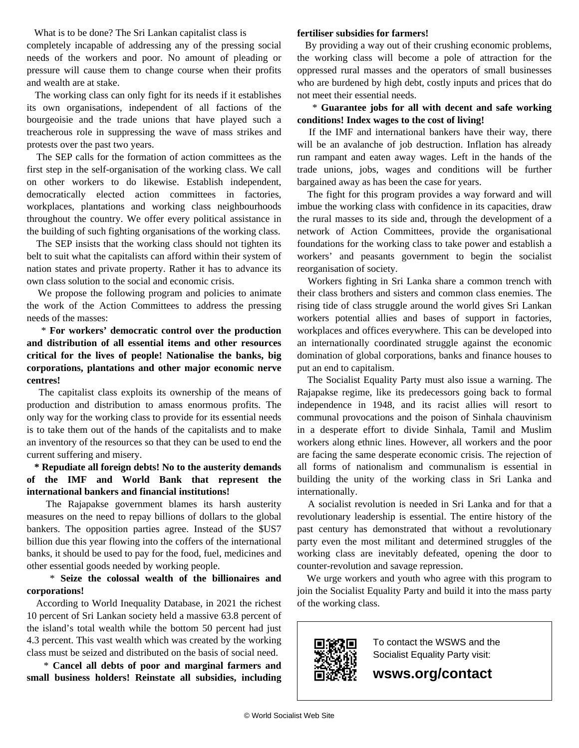What is to be done? The Sri Lankan capitalist class is completely incapable of addressing any of the pressing social needs of the workers and poor. No amount of pleading or pressure will cause them to change course when their profits and wealth are at stake.

The working class can only fight for its needs if it establishes its own organisations, independent of all factions of the bourgeoisie and the trade unions that have played such a treacherous role in suppressing the wave of mass strikes and protests over the past two years.

The SEP calls for the formation of action committees as the first step in the self-organisation of the working class. We call on other workers to do likewise. Establish independent, democratically elected action committees in factories, workplaces, plantations and working class neighbourhoods throughout the country. We offer every political assistance in the building of such fighting organisations of the working class.

The SEP insists that the working class should not tighten its belt to suit what the capitalists can afford within their system of nation states and private property. Rather it has to advance its own class solution to the social and economic crisis.

We propose the following program and policies to animate the work of the Action Committees to address the pressing needs of the masses:

**\* For workers' democratic control over the production and distribution of all essential items and other resources critical for the lives of people! Nationalise the banks, big corporations, plantations and other major economic nerve centres!**

The capitalist class exploits its ownership of the means of production and distribution to amass enormous profits. The only way for the working class to provide for its essential needs is to take them out of the hands of the capitalists and to make an inventory of the resources so that they can be used to end the current suffering and misery.

**\* Repudiate all foreign debts! No to the austerity demands of the IMF and World Bank that represent the international bankers and financial institutions!**

The Rajapakse government blames its harsh austerity measures on the need to repay billions of dollars to the global bankers. The opposition parties agree. Instead of the $US7 billion due this year flowing into the coffers of the international banks, it should be used to pay for the food, fuel, medicines and other essential goods needed by working people.

**\* Seize the colossal wealth of the billionaires and corporations!**

According to World Inequality Database, in 2021 the richest 10 percent of Sri Lankan society held a massive 63.8 percent of the island's total wealth while the bottom 50 percent had just 4.3 percent. This vast wealth which was created by the working class must be seized and distributed on the basis of social need.

**\* Cancel all debts of poor and marginal farmers and small business holders! Reinstate all subsidies, including fertiliser subsidies for farmers!**

By providing a way out of their crushing economic problems, the working class will become a pole of attraction for the oppressed rural masses and the operators of small businesses who are burdened by high debt, costly inputs and prices that do not meet their essential needs.

**\* Guarantee jobs for all with decent and safe working conditions! Index wages to the cost of living!**

If the IMF and international bankers have their way, there will be an avalanche of job destruction. Inflation has already run rampant and eaten away wages. Left in the hands of the trade unions, jobs, wages and conditions will be further bargained away as has been the case for years.

The fight for this program provides a way forward and will imbue the working class with confidence in its capacities, draw the rural masses to its side and, through the development of a network of Action Committees, provide the organisational foundations for the working class to take power and establish a workers' and peasants government to begin the socialist reorganisation of society.

Workers fighting in Sri Lanka share a common trench with their class brothers and sisters and common class enemies. The rising tide of class struggle around the world gives Sri Lankan workers potential allies and bases of support in factories, workplaces and offices everywhere. This can be developed into an internationally coordinated struggle against the economic domination of global corporations, banks and finance houses to put an end to capitalism.

The Socialist Equality Party must also issue a warning. The Rajapakse regime, like its predecessors going back to formal independence in 1948, and its racist allies will resort to communal provocations and the poison of Sinhala chauvinism in a desperate effort to divide Sinhala, Tamil and Muslim workers along ethnic lines. However, all workers and the poor are facing the same desperate economic crisis. The rejection of all forms of nationalism and communalism is essential in building the unity of the working class in Sri Lanka and internationally.

A socialist revolution is needed in Sri Lanka and for that a revolutionary leadership is essential. The entire history of the past century has demonstrated that without a revolutionary party even the most militant and determined struggles of the working class are inevitably defeated, opening the door to counter-revolution and savage repression.

We urge workers and youth who agree with this program to join the Socialist Equality Party and build it into the mass party of the working class.

To contact the WSWS and the Socialist Equality Party visit:

**wsws.org/contact**